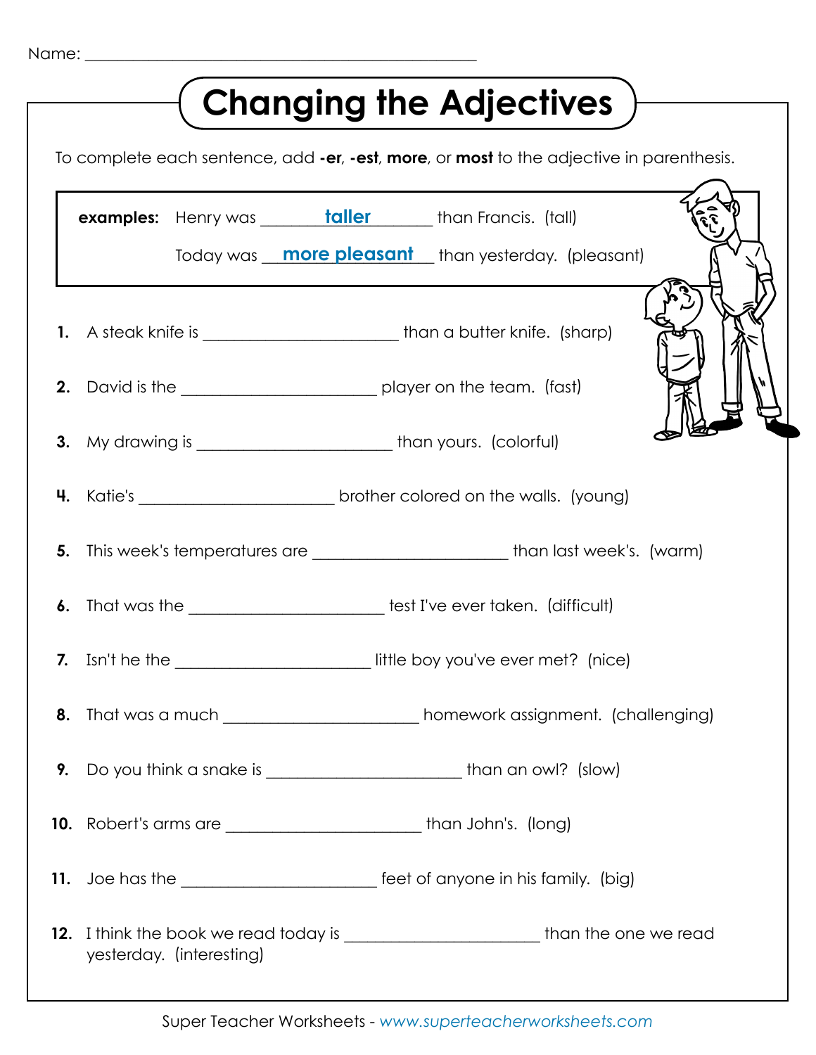Name: ______________________________________________

# Changing the Adjectives

To complete each sentence, add **-er**, **-est**, **more**, or **most** to the adjective in parenthesis.

**examples:** Henry was ____taller____ than Francis. (tall)

Today was __more pleasant__ than yesterday. (pleasant)

**1.** A steak knife is ______________________ than a butter knife. (sharp)

**2.** David is the ______________________ player on the team. (fast)

**3.** My drawing is ______________________ than yours. (colorful)

**4.** Katie's ______________________ brother colored on the walls. (young)

**5.** This week's temperatures are ______________________ than last week's. (warm)

**6.** That was the ______________________ test I've ever taken. (difficult)

**7.** Isn't he the ______________________ little boy you've ever met? (nice)

**8.** That was a much ______________________ homework assignment. (challenging)

**9.** Do you think a snake is ______________________ than an owl? (slow)

**10.** Robert's arms are ______________________ than John's. (long)

**11.** Joe has the ______________________ feet of anyone in his family. (big)

**12.** I think the book we read today is ______________________ than the one we read yesterday. (interesting)

Super Teacher Worksheets - *www.superteacherworksheets.com*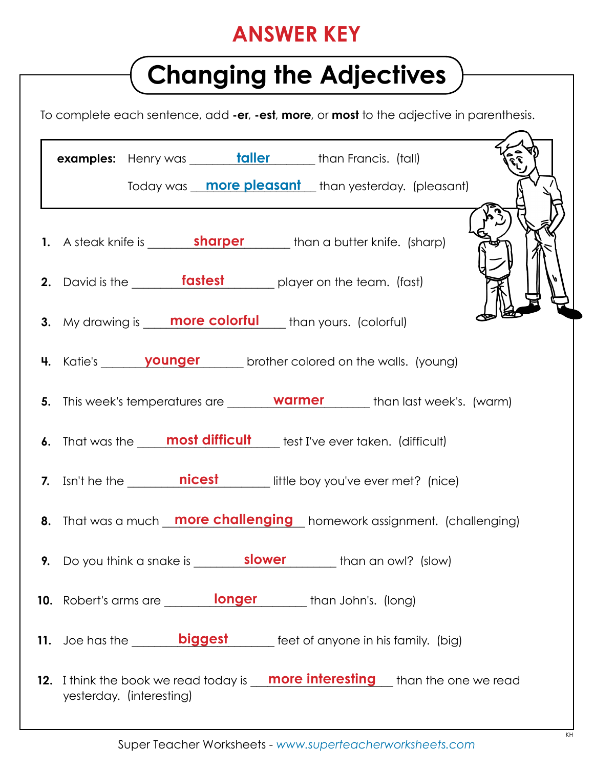# ANSWER KEY

## Changing the Adjectives

To complete each sentence, add **-er**, **-est**, **more**, or **most** to the adjective in parenthesis.

**examples:** Henry was ___**taller**___ than Francis. (tall)

Today was ___**more pleasant**___ than yesterday. (pleasant)

1. A steak knife is ___**sharper**___ than a butter knife. (sharp)
2. David is the ___**fastest**___ player on the team. (fast)
3. My drawing is ___**more colorful**___ than yours. (colorful)
4. Katie's ___**younger**___ brother colored on the walls. (young)
5. This week's temperatures are ___**warmer**___ than last week's. (warm)
6. That was the ___**most difficult**___ test I've ever taken. (difficult)
7. Isn't he the ___**nicest**___ little boy you've ever met? (nice)
8. That was a much ___**more challenging**___ homework assignment. (challenging)
9. Do you think a snake is ___**slower**___ than an owl? (slow)
10. Robert's arms are ___**longer**___ than John's. (long)
11. Joe has the ___**biggest**___ feet of anyone in his family. (big)
12. I think the book we read today is ___**more interesting**___ than the one we read yesterday. (interesting)

Super Teacher Worksheets - *www.superteacherworksheets.com*